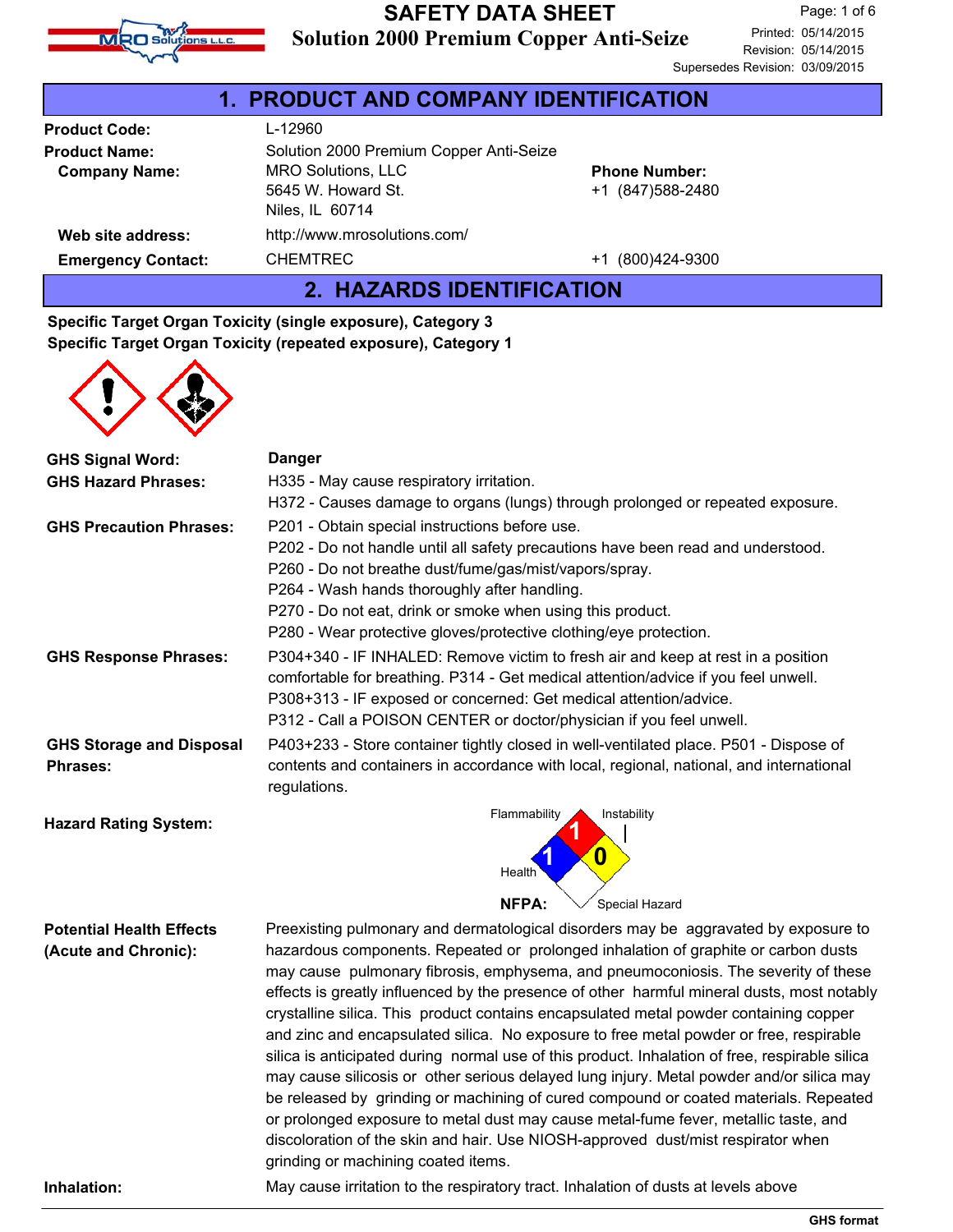# SAFETY DATA SHEET

## Solution 2000 Premium Copper Anti-Seize

Printed: 05/14/2015
Revision: 05/14/2015
Supersedes Revision: 03/09/2015

## 1. PRODUCT AND COMPANY IDENTIFICATION

**Product Code:** L-12960

**Product Name:** Solution 2000 Premium Copper Anti-Seize

**Company Name:** MRO Solutions, LLC
5645 W. Howard St.
Niles, IL 60714

**Phone Number:** +1 (847)588-2480

**Web site address:** http://www.mrosolutions.com/

**Emergency Contact:** CHEMTREC +1 (800)424-9300

## 2. HAZARDS IDENTIFICATION

**Specific Target Organ Toxicity (single exposure), Category 3**
**Specific Target Organ Toxicity (repeated exposure), Category 1**

**GHS Signal Word:** **Danger**

**GHS Hazard Phrases:**
H335 - May cause respiratory irritation.
H372 - Causes damage to organs (lungs) through prolonged or repeated exposure.

**GHS Precaution Phrases:**
P201 - Obtain special instructions before use.
P202 - Do not handle until all safety precautions have been read and understood.
P260 - Do not breathe dust/fume/gas/mist/vapors/spray.
P264 - Wash hands thoroughly after handling.
P270 - Do not eat, drink or smoke when using this product.
P280 - Wear protective gloves/protective clothing/eye protection.

**GHS Response Phrases:**
P304+340 - IF INHALED: Remove victim to fresh air and keep at rest in a position comfortable for breathing. P314 - Get medical attention/advice if you feel unwell.
P308+313 - IF exposed or concerned: Get medical attention/advice.
P312 - Call a POISON CENTER or doctor/physician if you feel unwell.

**GHS Storage and Disposal Phrases:**
P403+233 - Store container tightly closed in well-ventilated place. P501 - Dispose of contents and containers in accordance with local, regional, national, and international regulations.

**Hazard Rating System:**

NFPA: Health 1, Flammability 1, Instability 0, Special Hazard (none)

**Potential Health Effects (Acute and Chronic):**
Preexisting pulmonary and dermatological disorders may be aggravated by exposure to hazardous components. Repeated or prolonged inhalation of graphite or carbon dusts may cause pulmonary fibrosis, emphysema, and pneumoconiosis. The severity of these effects is greatly influenced by the presence of other harmful mineral dusts, most notably crystalline silica. This product contains encapsulated metal powder containing copper and zinc and encapsulated silica. No exposure to free metal powder or free, respirable silica is anticipated during normal use of this product. Inhalation of free, respirable silica may cause silicosis or other serious delayed lung injury. Metal powder and/or silica may be released by grinding or machining of cured compound or coated materials. Repeated or prolonged exposure to metal dust may cause metal-fume fever, metallic taste, and discoloration of the skin and hair. Use NIOSH-approved dust/mist respirator when grinding or machining coated items.

**Inhalation:**
May cause irritation to the respiratory tract. Inhalation of dusts at levels above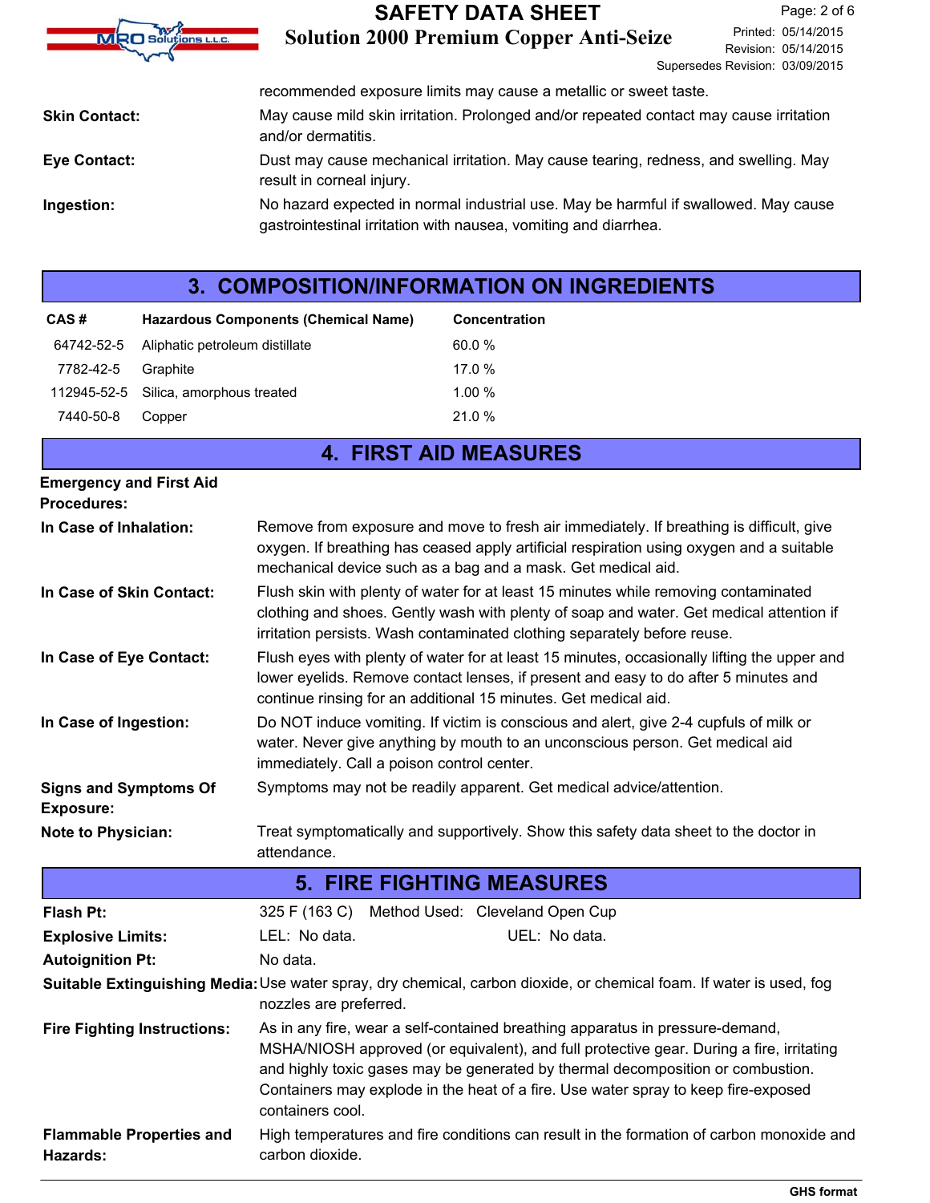recommended exposure limits may cause a metallic or sweet taste.

**Skin Contact:** May cause mild skin irritation. Prolonged and/or repeated contact may cause irritation and/or dermatitis.

**Eye Contact:** Dust may cause mechanical irritation. May cause tearing, redness, and swelling. May result in corneal injury.

**Ingestion:** No hazard expected in normal industrial use. May be harmful if swallowed. May cause gastrointestinal irritation with nausea, vomiting and diarrhea.

## 3. COMPOSITION/INFORMATION ON INGREDIENTS

| CAS # | Hazardous Components (Chemical Name) | Concentration |
|---|---|---|
| 64742-52-5 | Aliphatic petroleum distillate | 60.0 % |
| 7782-42-5 | Graphite | 17.0 % |
| 112945-52-5 | Silica, amorphous treated | 1.00 % |
| 7440-50-8 | Copper | 21.0 % |

## 4. FIRST AID MEASURES

**Emergency and First Aid Procedures:**

**In Case of Inhalation:** Remove from exposure and move to fresh air immediately. If breathing is difficult, give oxygen. If breathing has ceased apply artificial respiration using oxygen and a suitable mechanical device such as a bag and a mask. Get medical aid.

**In Case of Skin Contact:** Flush skin with plenty of water for at least 15 minutes while removing contaminated clothing and shoes. Gently wash with plenty of soap and water. Get medical attention if irritation persists. Wash contaminated clothing separately before reuse.

**In Case of Eye Contact:** Flush eyes with plenty of water for at least 15 minutes, occasionally lifting the upper and lower eyelids. Remove contact lenses, if present and easy to do after 5 minutes and continue rinsing for an additional 15 minutes. Get medical aid.

**In Case of Ingestion:** Do NOT induce vomiting. If victim is conscious and alert, give 2-4 cupfuls of milk or water. Never give anything by mouth to an unconscious person. Get medical aid immediately. Call a poison control center.

**Signs and Symptoms Of Exposure:** Symptoms may not be readily apparent. Get medical advice/attention.

**Note to Physician:** Treat symptomatically and supportively. Show this safety data sheet to the doctor in attendance.

## 5. FIRE FIGHTING MEASURES

**Flash Pt:** 325 F (163 C) Method Used: Cleveland Open Cup

**Explosive Limits:** LEL: No data. UEL: No data.

**Autoignition Pt:** No data.

**Suitable Extinguishing Media:** Use water spray, dry chemical, carbon dioxide, or chemical foam. If water is used, fog nozzles are preferred.

**Fire Fighting Instructions:** As in any fire, wear a self-contained breathing apparatus in pressure-demand, MSHA/NIOSH approved (or equivalent), and full protective gear. During a fire, irritating and highly toxic gases may be generated by thermal decomposition or combustion. Containers may explode in the heat of a fire. Use water spray to keep fire-exposed containers cool.

**Flammable Properties and Hazards:** High temperatures and fire conditions can result in the formation of carbon monoxide and carbon dioxide.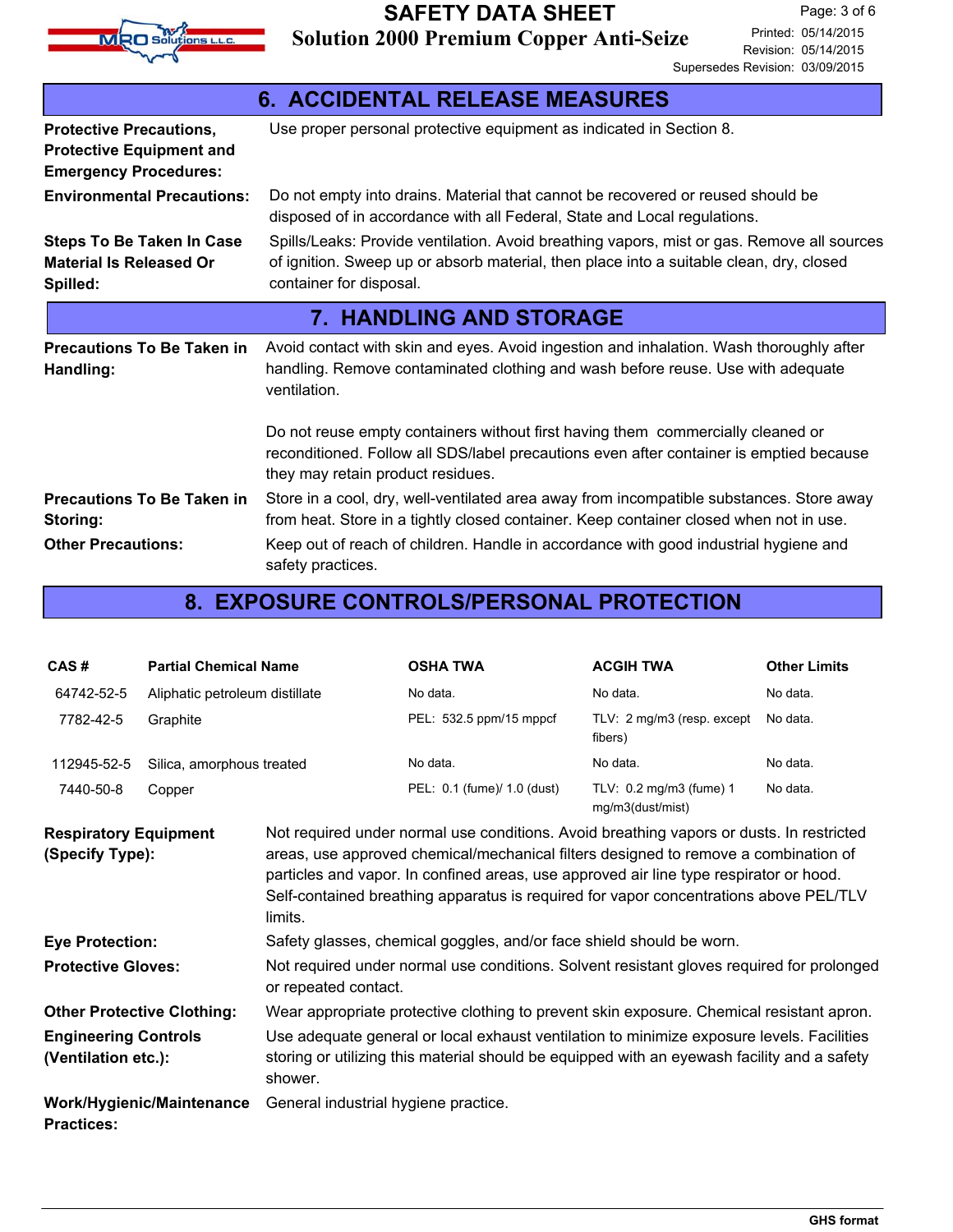## 6. ACCIDENTAL RELEASE MEASURES

**Protective Precautions, Protective Equipment and Emergency Procedures:** Use proper personal protective equipment as indicated in Section 8.

**Environmental Precautions:** Do not empty into drains. Material that cannot be recovered or reused should be disposed of in accordance with all Federal, State and Local regulations.

**Steps To Be Taken In Case Material Is Released Or Spilled:** Spills/Leaks: Provide ventilation. Avoid breathing vapors, mist or gas. Remove all sources of ignition. Sweep up or absorb material, then place into a suitable clean, dry, closed container for disposal.

## 7. HANDLING AND STORAGE

**Precautions To Be Taken in Handling:** Avoid contact with skin and eyes. Avoid ingestion and inhalation. Wash thoroughly after handling. Remove contaminated clothing and wash before reuse. Use with adequate ventilation.

Do not reuse empty containers without first having them commercially cleaned or reconditioned. Follow all SDS/label precautions even after container is emptied because they may retain product residues.

**Precautions To Be Taken in Storing:** Store in a cool, dry, well-ventilated area away from incompatible substances. Store away from heat. Store in a tightly closed container. Keep container closed when not in use.

**Other Precautions:** Keep out of reach of children. Handle in accordance with good industrial hygiene and safety practices.

## 8. EXPOSURE CONTROLS/PERSONAL PROTECTION

| CAS # | Partial Chemical Name | OSHA TWA | ACGIH TWA | Other Limits |
|---|---|---|---|---|
| 64742-52-5 | Aliphatic petroleum distillate | No data. | No data. | No data. |
| 7782-42-5 | Graphite | PEL: 532.5 ppm/15 mppcf | TLV: 2 mg/m3 (resp. except fibers) | No data. |
| 112945-52-5 | Silica, amorphous treated | No data. | No data. | No data. |
| 7440-50-8 | Copper | PEL: 0.1 (fume)/ 1.0 (dust) | TLV: 0.2 mg/m3 (fume) 1 mg/m3(dust/mist) | No data. |

**Respiratory Equipment (Specify Type):** Not required under normal use conditions. Avoid breathing vapors or dusts. In restricted areas, use approved chemical/mechanical filters designed to remove a combination of particles and vapor. In confined areas, use approved air line type respirator or hood. Self-contained breathing apparatus is required for vapor concentrations above PEL/TLV limits.

**Eye Protection:** Safety glasses, chemical goggles, and/or face shield should be worn.

**Protective Gloves:** Not required under normal use conditions. Solvent resistant gloves required for prolonged or repeated contact.

**Other Protective Clothing:** Wear appropriate protective clothing to prevent skin exposure. Chemical resistant apron.

**Engineering Controls (Ventilation etc.):** Use adequate general or local exhaust ventilation to minimize exposure levels. Facilities storing or utilizing this material should be equipped with an eyewash facility and a safety shower.

**Work/Hygienic/Maintenance Practices:** General industrial hygiene practice.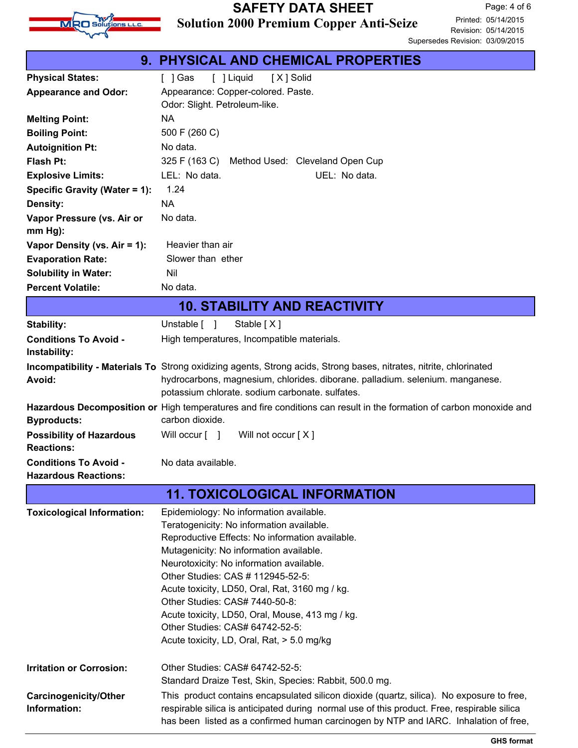## 9. PHYSICAL AND CHEMICAL PROPERTIES

| | |
|---|---|
| **Physical States:** | [ ] Gas [ ] Liquid [ X ] Solid |
| **Appearance and Odor:** | Appearance: Copper-colored. Paste.<br>Odor: Slight. Petroleum-like. |
| **Melting Point:** | NA |
| **Boiling Point:** | 500 F (260 C) |
| **Autoignition Pt:** | No data. |
| **Flash Pt:** | 325 F (163 C) Method Used: Cleveland Open Cup |
| **Explosive Limits:** | LEL: No data. UEL: No data. |
| **Specific Gravity (Water = 1):** | 1.24 |
| **Density:** | NA |
| **Vapor Pressure (vs. Air or mm Hg):** | No data. |
| **Vapor Density (vs. Air = 1):** | Heavier than air |
| **Evaporation Rate:** | Slower than ether |
| **Solubility in Water:** | Nil |
| **Percent Volatile:** | No data. |

## 10. STABILITY AND REACTIVITY

| | |
|---|---|
| **Stability:** | Unstable [ ] Stable [ X ] |
| **Conditions To Avoid - Instability:** | High temperatures, Incompatible materials. |
| **Incompatibility - Materials To Avoid:** | Strong oxidizing agents, Strong acids, Strong bases, nitrates, nitrite, chlorinated hydrocarbons, magnesium, chlorides. diborane. palladium. selenium. manganese. potassium chlorate. sodium carbonate. sulfates. |
| **Hazardous Decomposition or Byproducts:** | High temperatures and fire conditions can result in the formation of carbon monoxide and carbon dioxide. |
| **Possibility of Hazardous Reactions:** | Will occur [ ] Will not occur [ X ] |
| **Conditions To Avoid - Hazardous Reactions:** | No data available. |

## 11. TOXICOLOGICAL INFORMATION

| | |
|---|---|
| **Toxicological Information:** | Epidemiology: No information available.<br>Teratogenicity: No information available.<br>Reproductive Effects: No information available.<br>Mutagenicity: No information available.<br>Neurotoxicity: No information available.<br>Other Studies: CAS # 112945-52-5:<br>Acute toxicity, LD50, Oral, Rat, 3160 mg / kg.<br>Other Studies: CAS# 7440-50-8:<br>Acute toxicity, LD50, Oral, Mouse, 413 mg / kg.<br>Other Studies: CAS# 64742-52-5:<br>Acute toxicity, LD, Oral, Rat, > 5.0 mg/kg |
| **Irritation or Corrosion:** | Other Studies: CAS# 64742-52-5:<br>Standard Draize Test, Skin, Species: Rabbit, 500.0 mg. |
| **Carcinogenicity/Other Information:** | This product contains encapsulated silicon dioxide (quartz, silica). No exposure to free, respirable silica is anticipated during normal use of this product. Free, respirable silica has been listed as a confirmed human carcinogen by NTP and IARC. Inhalation of free, |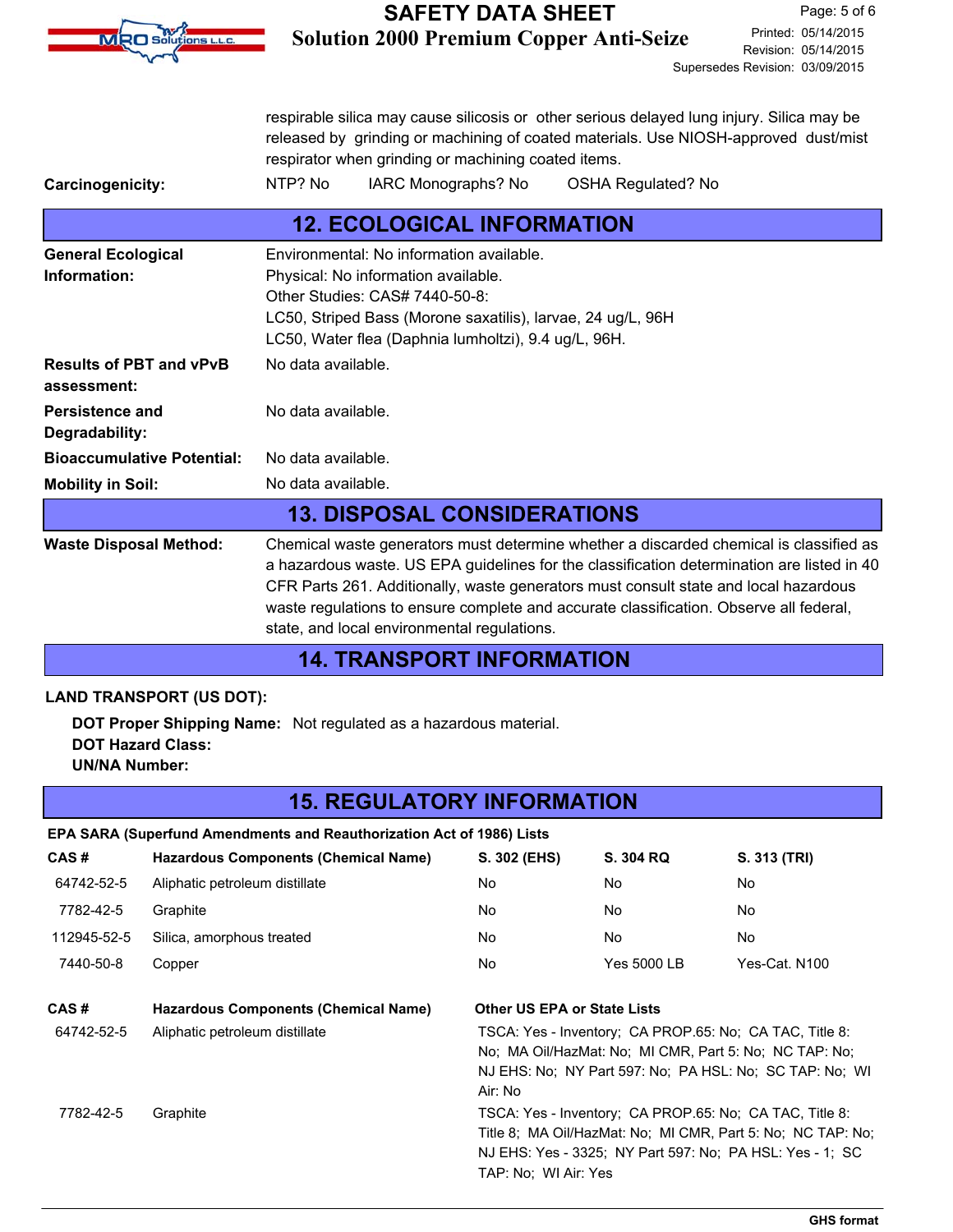respirable silica may cause silicosis or other serious delayed lung injury. Silica may be released by grinding or machining of coated materials. Use NIOSH-approved dust/mist respirator when grinding or machining coated items.

**Carcinogenicity:** NTP? No IARC Monographs? No OSHA Regulated? No

## 12. ECOLOGICAL INFORMATION

**General Ecological Information:** Environmental: No information available.
Physical: No information available.
Other Studies: CAS# 7440-50-8:
LC50, Striped Bass (Morone saxatilis), larvae, 24 ug/L, 96H
LC50, Water flea (Daphnia lumholtzi), 9.4 ug/L, 96H.

**Results of PBT and vPvB assessment:** No data available.

**Persistence and Degradability:** No data available.

**Bioaccumulative Potential:** No data available.

**Mobility in Soil:** No data available.

## 13. DISPOSAL CONSIDERATIONS

**Waste Disposal Method:** Chemical waste generators must determine whether a discarded chemical is classified as a hazardous waste. US EPA guidelines for the classification determination are listed in 40 CFR Parts 261. Additionally, waste generators must consult state and local hazardous waste regulations to ensure complete and accurate classification. Observe all federal, state, and local environmental regulations.

## 14. TRANSPORT INFORMATION

**LAND TRANSPORT (US DOT):**

**DOT Proper Shipping Name:** Not regulated as a hazardous material.
**DOT Hazard Class:**
**UN/NA Number:**

## 15. REGULATORY INFORMATION

**EPA SARA (Superfund Amendments and Reauthorization Act of 1986) Lists**

| CAS # | Hazardous Components (Chemical Name) | S. 302 (EHS) | S. 304 RQ | S. 313 (TRI) |
|---|---|---|---|---|
| 64742-52-5 | Aliphatic petroleum distillate | No | No | No |
| 7782-42-5 | Graphite | No | No | No |
| 112945-52-5 | Silica, amorphous treated | No | No | No |
| 7440-50-8 | Copper | No | Yes 5000 LB | Yes-Cat. N100 |

| CAS # | Hazardous Components (Chemical Name) | Other US EPA or State Lists |
|---|---|---|
| 64742-52-5 | Aliphatic petroleum distillate | TSCA: Yes - Inventory; CA PROP.65: No; CA TAC, Title 8: No; MA Oil/HazMat: No; MI CMR, Part 5: No; NC TAP: No; NJ EHS: No; NY Part 597: No; PA HSL: No; SC TAP: No; WI Air: No |
| 7782-42-5 | Graphite | TSCA: Yes - Inventory; CA PROP.65: No; CA TAC, Title 8: Title 8; MA Oil/HazMat: No; MI CMR, Part 5: No; NC TAP: No; NJ EHS: Yes - 3325; NY Part 597: No; PA HSL: Yes - 1; SC TAP: No; WI Air: Yes |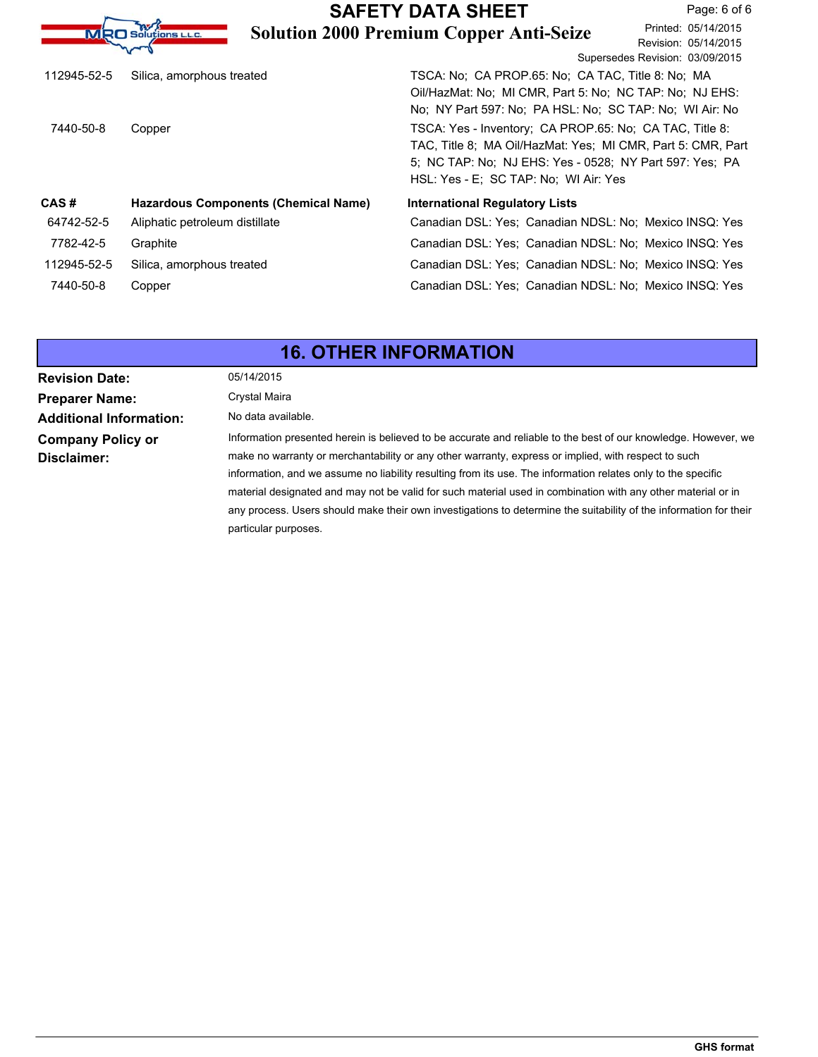| | | |
|---|---|---|
| 112945-52-5 | Silica, amorphous treated | TSCA: No; CA PROP.65: No; CA TAC, Title 8: No; MA Oil/HazMat: No; MI CMR, Part 5: No; NC TAP: No; NJ EHS: No; NY Part 597: No; PA HSL: No; SC TAP: No; WI Air: No |
| 7440-50-8 | Copper | TSCA: Yes - Inventory; CA PROP.65: No; CA TAC, Title 8: TAC, Title 8; MA Oil/HazMat: Yes; MI CMR, Part 5: CMR, Part 5; NC TAP: No; NJ EHS: Yes - 0528; NY Part 597: Yes; PA HSL: Yes - E; SC TAP: No; WI Air: Yes |

| CAS # | Hazardous Components (Chemical Name) | International Regulatory Lists |
|---|---|---|
| 64742-52-5 | Aliphatic petroleum distillate | Canadian DSL: Yes; Canadian NDSL: No; Mexico INSQ: Yes |
| 7782-42-5 | Graphite | Canadian DSL: Yes; Canadian NDSL: No; Mexico INSQ: Yes |
| 112945-52-5 | Silica, amorphous treated | Canadian DSL: Yes; Canadian NDSL: No; Mexico INSQ: Yes |
| 7440-50-8 | Copper | Canadian DSL: Yes; Canadian NDSL: No; Mexico INSQ: Yes |

## 16. OTHER INFORMATION

**Revision Date:** 05/14/2015

**Preparer Name:** Crystal Maira

**Additional Information:** No data available.

**Company Policy or Disclaimer:** Information presented herein is believed to be accurate and reliable to the best of our knowledge. However, we make no warranty or merchantability or any other warranty, express or implied, with respect to such information, and we assume no liability resulting from its use. The information relates only to the specific material designated and may not be valid for such material used in combination with any other material or in any process. Users should make their own investigations to determine the suitability of the information for their particular purposes.